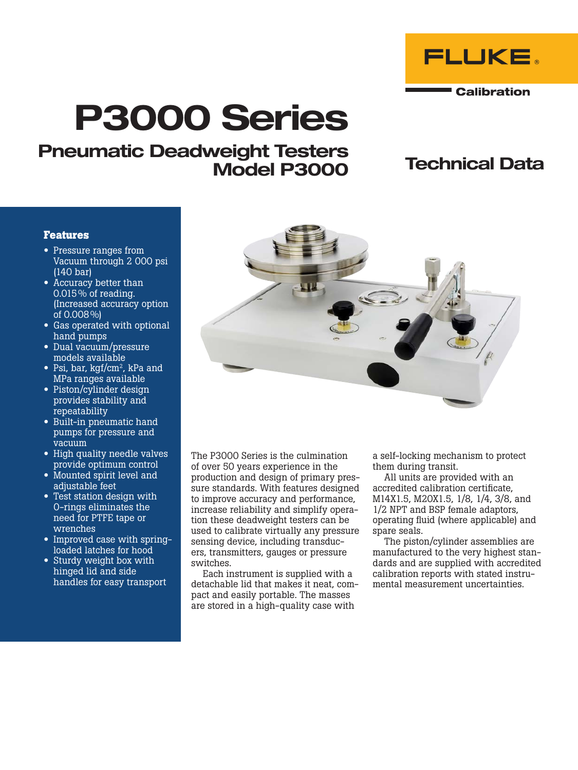FLUKE® Calibration

# P3000 Series

## Pneumatic Deadweight Testers Model P3000

## Technical Data

### Features

- Pressure ranges from Vacuum through 2 000 psi (140 bar)
- Accuracy better than 0.015 % of reading. (Increased accuracy option of 0.008 %)
- Gas operated with optional hand pumps
- Dual vacuum/pressure models available
- Psi, bar, kgf/cm$^2$, kPa and MPa ranges available
- Piston/cylinder design provides stability and repeatability
- Built-in pneumatic hand pumps for pressure and vacuum
- High quality needle valves provide optimum control
- Mounted spirit level and adjustable feet
- Test station design with O-rings eliminates the need for PTFE tape or wrenches
- Improved case with spring-loaded latches for hood
- Sturdy weight box with hinged lid and side handles for easy transport

The P3000 Series is the culmination of over 50 years experience in the production and design of primary pressure standards. With features designed to improve accuracy and performance, increase reliability and simplify operation these deadweight testers can be used to calibrate virtually any pressure sensing device, including transducers, transmitters, gauges or pressure switches.

Each instrument is supplied with a detachable lid that makes it neat, compact and easily portable. The masses are stored in a high-quality case with a self-locking mechanism to protect them during transit.

All units are provided with an accredited calibration certificate, M14X1.5, M20X1.5, 1/8, 1/4, 3/8, and 1/2 NPT and BSP female adaptors, operating fluid (where applicable) and spare seals.

The piston/cylinder assemblies are manufactured to the very highest standards and are supplied with accredited calibration reports with stated instrumental measurement uncertainties.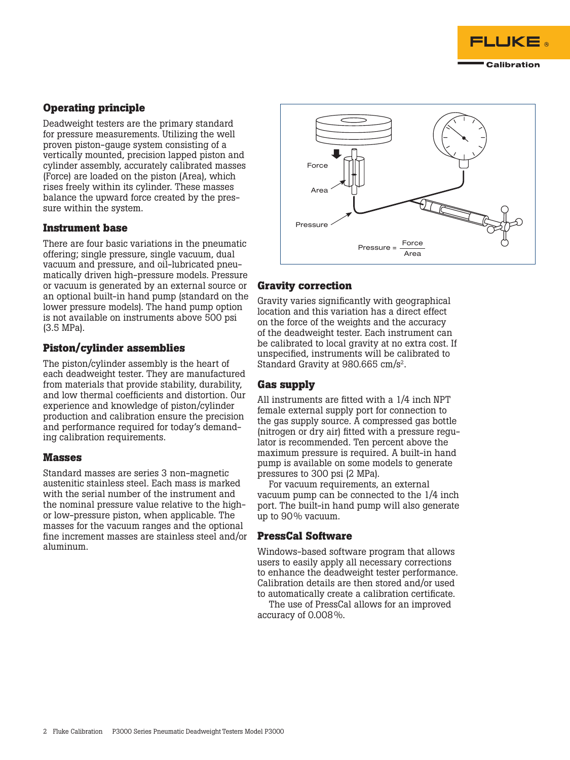## Operating principle

Deadweight testers are the primary standard for pressure measurements. Utilizing the well proven piston-gauge system consisting of a vertically mounted, precision lapped piston and cylinder assembly, accurately calibrated masses (Force) are loaded on the piston (Area), which rises freely within its cylinder. These masses balance the upward force created by the pressure within the system.

Force

Area

Pressure

$$\text{Pressure} = \frac{\text{Force}}{\text{Area}}$$

## Instrument base

There are four basic variations in the pneumatic offering; single pressure, single vacuum, dual vacuum and pressure, and oil-lubricated pneumatically driven high-pressure models. Pressure or vacuum is generated by an external source or an optional built-in hand pump (standard on the lower pressure models). The hand pump option is not available on instruments above 500 psi (3.5 MPa).

## Piston/cylinder assemblies

The piston/cylinder assembly is the heart of each deadweight tester. They are manufactured from materials that provide stability, durability, and low thermal coefficients and distortion. Our experience and knowledge of piston/cylinder production and calibration ensure the precision and performance required for today's demanding calibration requirements.

## Masses

Standard masses are series 3 non-magnetic austenitic stainless steel. Each mass is marked with the serial number of the instrument and the nominal pressure value relative to the high- or low-pressure piston, when applicable. The masses for the vacuum ranges and the optional fine increment masses are stainless steel and/or aluminum.

## Gravity correction

Gravity varies significantly with geographical location and this variation has a direct effect on the force of the weights and the accuracy of the deadweight tester. Each instrument can be calibrated to local gravity at no extra cost. If unspecified, instruments will be calibrated to Standard Gravity at 980.665 cm/s$^2$.

## Gas supply

All instruments are fitted with a 1/4 inch NPT female external supply port for connection to the gas supply source. A compressed gas bottle (nitrogen or dry air) fitted with a pressure regulator is recommended. Ten percent above the maximum pressure is required. A built-in hand pump is available on some models to generate pressures to 300 psi (2 MPa).

For vacuum requirements, an external vacuum pump can be connected to the 1/4 inch port. The built-in hand pump will also generate up to 90 % vacuum.

## PressCal Software

Windows-based software program that allows users to easily apply all necessary corrections to enhance the deadweight tester performance. Calibration details are then stored and/or used to automatically create a calibration certificate.

The use of PressCal allows for an improved accuracy of 0.008 %.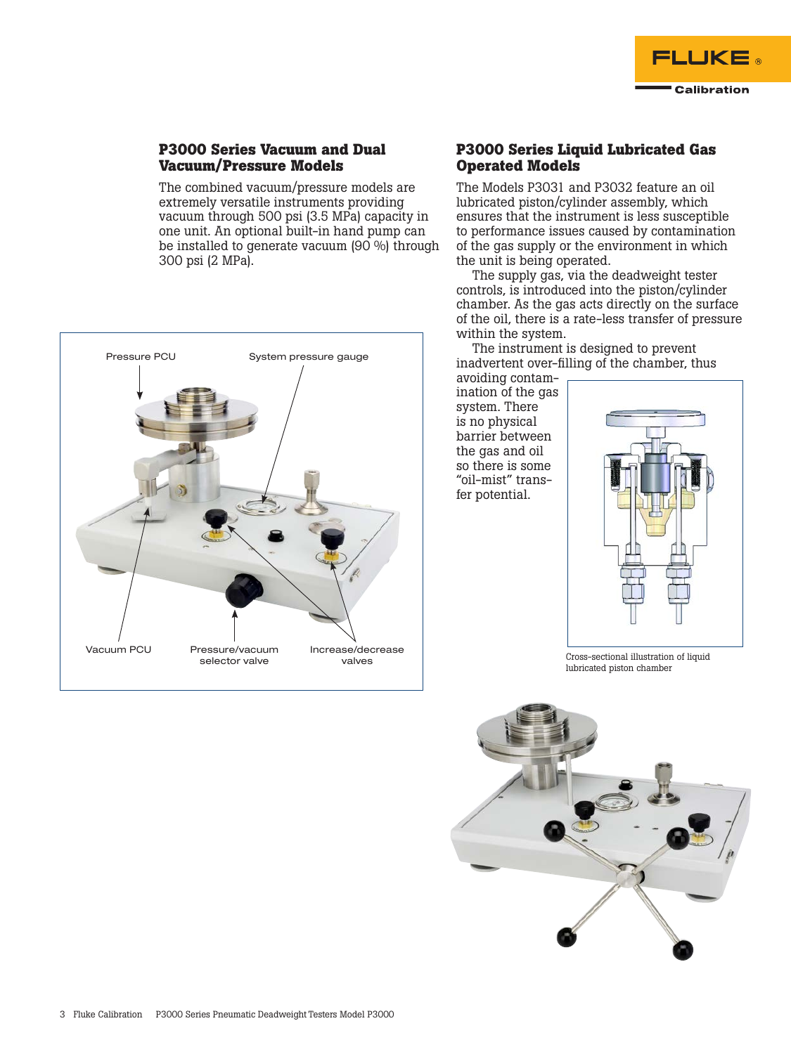## P3000 Series Vacuum and Dual Vacuum/Pressure Models

The combined vacuum/pressure models are extremely versatile instruments providing vacuum through 500 psi (3.5 MPa) capacity in one unit. An optional built-in hand pump can be installed to generate vacuum (90 %) through 300 psi (2 MPa).

Pressure PCU

System pressure gauge

Vacuum PCU

Pressure/vacuum selector valve

Increase/decrease valves

## P3000 Series Liquid Lubricated Gas Operated Models

The Models P3031 and P3032 feature an oil lubricated piston/cylinder assembly, which ensures that the instrument is less susceptible to performance issues caused by contamination of the gas supply or the environment in which the unit is being operated.

The supply gas, via the deadweight tester controls, is introduced into the piston/cylinder chamber. As the gas acts directly on the surface of the oil, there is a rate-less transfer of pressure within the system.

The instrument is designed to prevent inadvertent over-filling of the chamber, thus avoiding contamination of the gas system. There is no physical barrier between the gas and oil so there is some "oil-mist" transfer potential.

Cross-sectional illustration of liquid lubricated piston chamber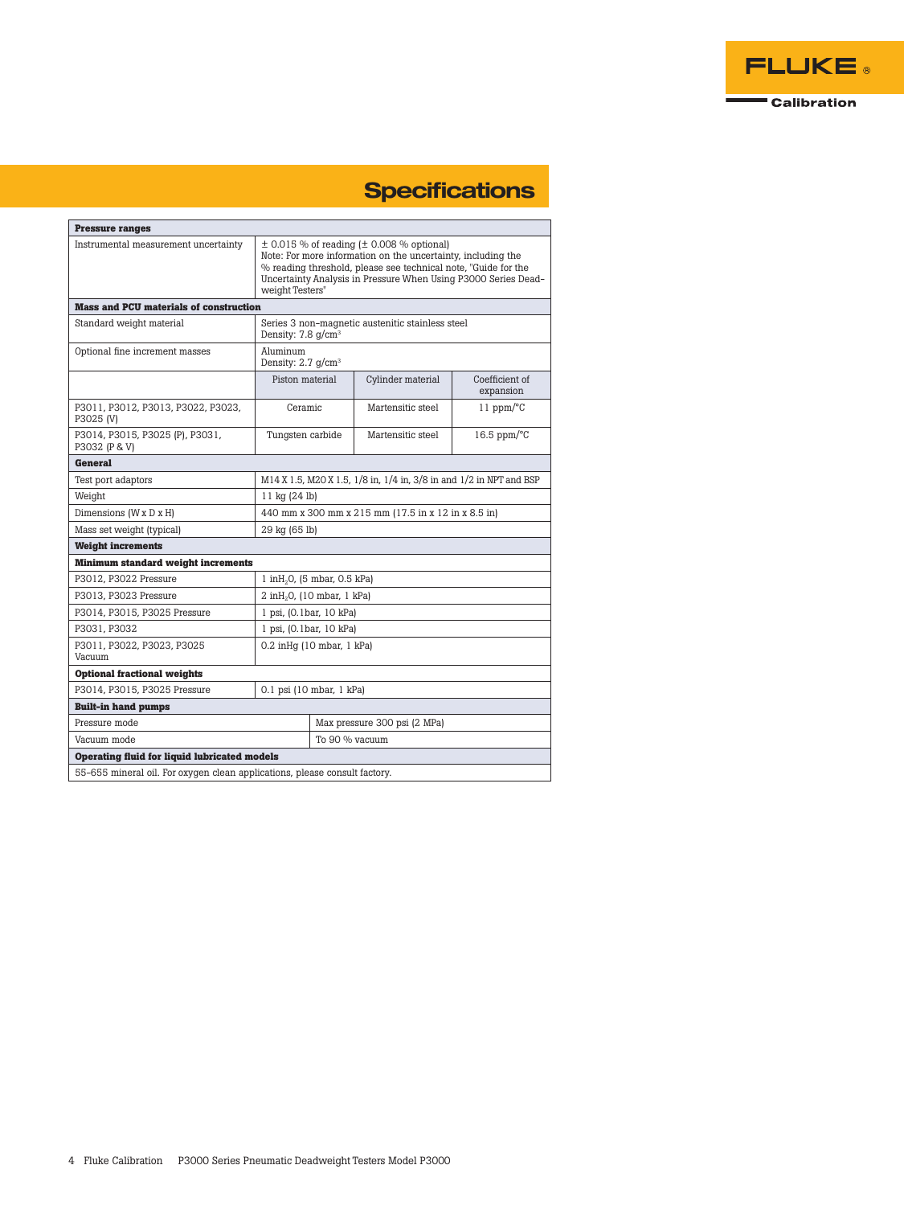## Specifications

| Pressure ranges | | | |
|---|---|---|---|
| Instrumental measurement uncertainty | ± 0.015 % of reading (± 0.008 % optional) Note: For more information on the uncertainty, including the % reading threshold, please see technical note, "Guide for the Uncertainty Analysis in Pressure When Using P3000 Series Deadweight Testers" | | |
| **Mass and PCU materials of construction** | | | |
| Standard weight material | Series 3 non-magnetic austenitic stainless steel Density: 7.8 g/cm³ | | |
| Optional fine increment masses | Aluminum Density: 2.7 g/cm³ | | |
| | Piston material | Cylinder material | Coefficient of expansion |
| P3011, P3012, P3013, P3022, P3023, P3025 (V) | Ceramic | Martensitic steel | 11 ppm/°C |
| P3014, P3015, P3025 (P), P3031, P3032 (P & V) | Tungsten carbide | Martensitic steel | 16.5 ppm/°C |
| **General** | | | |
| Test port adaptors | M14 X 1.5, M20 X 1.5, 1/8 in, 1/4 in, 3/8 in and 1/2 in NPT and BSP | | |
| Weight | 11 kg (24 lb) | | |
| Dimensions (W x D x H) | 440 mm x 300 mm x 215 mm (17.5 in x 12 in x 8.5 in) | | |
| Mass set weight (typical) | 29 kg (65 lb) | | |
| **Weight increments** | | | |
| **Minimum standard weight increments** | | | |
| P3012, P3022 Pressure | 1 in$H_2O$, (5 mbar, 0.5 kPa) | | |
| P3013, P3023 Pressure | 2 in$H_2O$, (10 mbar, 1 kPa) | | |
| P3014, P3015, P3025 Pressure | 1 psi, (0.1bar, 10 kPa) | | |
| P3031, P3032 | 1 psi, (0.1bar, 10 kPa) | | |
| P3011, P3022, P3023, P3025 Vacuum | 0.2 inHg (10 mbar, 1 kPa) | | |
| **Optional fractional weights** | | | |
| P3014, P3015, P3025 Pressure | 0.1 psi (10 mbar, 1 kPa) | | |
| **Built-in hand pumps** | | | |
| Pressure mode | Max pressure 300 psi (2 MPa) | | |
| Vacuum mode | To 90 % vacuum | | |
| **Operating fluid for liquid lubricated models** | | | |
| 55-655 mineral oil. For oxygen clean applications, please consult factory. | | | |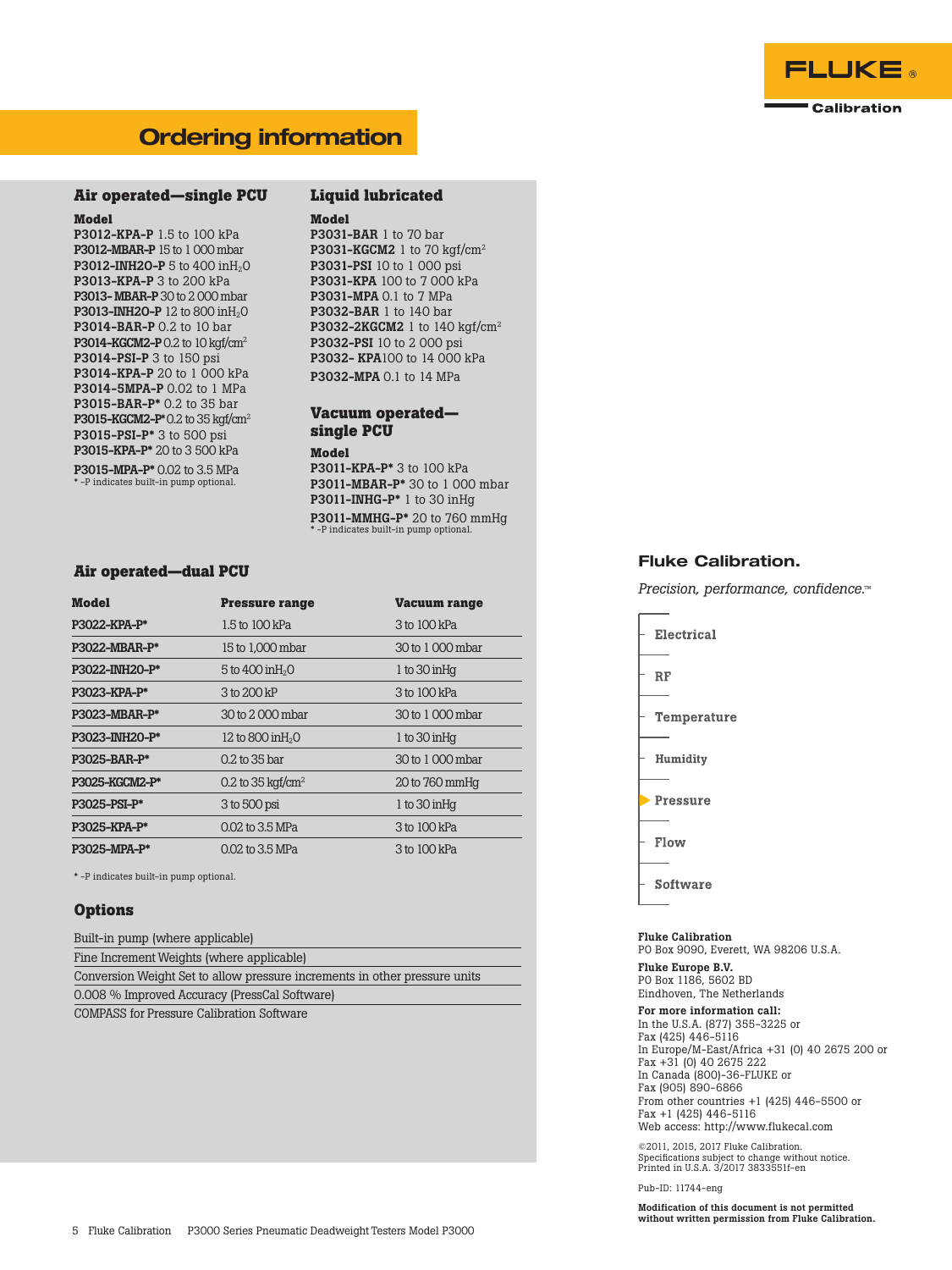# Ordering information

### Air operated—single PCU

**Model**

**P3012-KPA-P** 1.5 to 100 kPa
**P3012-MBAR-P** 15 to 1 000 mbar
**P3012-INH2O-P** 5 to 400 in$H_2O$
**P3013-KPA-P** 3 to 200 kPa
**P3013- MBAR-P** 30 to 2 000 mbar
**P3013-INH2O-P** 12 to 800 in$H_2O$
**P3014-BAR-P** 0.2 to 10 bar
**P3014-KGCM2-P** 0.2 to 10 kgf/cm$^2$
**P3014-PSI-P** 3 to 150 psi
**P3014-KPA-P** 20 to 1 000 kPa
**P3014-5MPA-P** 0.02 to 1 MPa
**P3015-BAR-P*** 0.2 to 35 bar
**P3015-KGCM2-P*** 0.2 to 35 kgf/cm$^2$
**P3015-PSI-P*** 3 to 500 psi
**P3015-KPA-P*** 20 to 3 500 kPa
**P3015-MPA-P*** 0.02 to 3.5 MPa

* -P indicates built-in pump optional.

### Liquid lubricated

**Model**

**P3031-BAR** 1 to 70 bar
**P3031-KGCM2** 1 to 70 kgf/cm$^2$
**P3031-PSI** 10 to 1 000 psi
**P3031-KPA** 100 to 7 000 kPa
**P3031-MPA** 0.1 to 7 MPa
**P3032-BAR** 1 to 140 bar
**P3032-2KGCM2** 1 to 140 kgf/cm$^2$
**P3032-PSI** 10 to 2 000 psi
**P3032- KPA**100 to 14 000 kPa
**P3032-MPA** 0.1 to 14 MPa

### Vacuum operated—single PCU

**Model**

**P3011-KPA-P*** 3 to 100 kPa
**P3011-MBAR-P*** 30 to 1 000 mbar
**P3011-INHG-P*** 1 to 30 inHg
**P3011-MMHG-P*** 20 to 760 mmHg

* -P indicates built-in pump optional.

### Air operated—dual PCU

| Model | Pressure range | Vacuum range |
|---|---|---|
| P3022-KPA-P* | 1.5 to 100 kPa | 3 to 100 kPa |
| P3022-MBAR-P* | 15 to 1,000 mbar | 30 to 1 000 mbar |
| P3022-INH2O-P* | 5 to 400 in$H_2O$ | 1 to 30 inHg |
| P3023-KPA-P* | 3 to 200 kP | 3 to 100 kPa |
| P3023-MBAR-P* | 30 to 2 000 mbar | 30 to 1 000 mbar |
| P3023-INH2O-P* | 12 to 800 in$H_2O$ | 1 to 30 inHg |
| P3025-BAR-P* | 0.2 to 35 bar | 30 to 1 000 mbar |
| P3025-KGCM2-P* | 0.2 to 35 kgf/cm$^2$ | 20 to 760 mmHg |
| P3025-PSI-P* | 3 to 500 psi | 1 to 30 inHg |
| P3025-KPA-P* | 0.02 to 3.5 MPa | 3 to 100 kPa |
| P3025-MPA-P* | 0.02 to 3.5 MPa | 3 to 100 kPa |

* -P indicates built-in pump optional.

### Options

- Built-in pump (where applicable)
- Fine Increment Weights (where applicable)
- Conversion Weight Set to allow pressure increments in other pressure units
- 0.008 % Improved Accuracy (PressCal Software)
- COMPASS for Pressure Calibration Software

## Fluke Calibration.

*Precision, performance, confidence.™*

- Electrical
- RF
- Temperature
- Humidity
- Pressure
- Flow
- Software

**Fluke Calibration**
PO Box 9090, Everett, WA 98206 U.S.A.

**Fluke Europe B.V.**
PO Box 1186, 5602 BD
Eindhoven, The Netherlands

**For more information call:**
In the U.S.A. (877) 355-3225 or
Fax (425) 446-5116
In Europe/M-East/Africa +31 (0) 40 2675 200 or
Fax +31 (0) 40 2675 222
In Canada (800)-36-FLUKE or
Fax (905) 890-6866
From other countries +1 (425) 446-5500 or
Fax +1 (425) 446-5116
Web access: http://www.flukecal.com

©2011, 2015, 2017 Fluke Calibration.
Specifications subject to change without notice.
Printed in U.S.A. 3/2017 3833551f-en

Pub-ID: 11744-eng

**Modification of this document is not permitted without written permission from Fluke Calibration.**